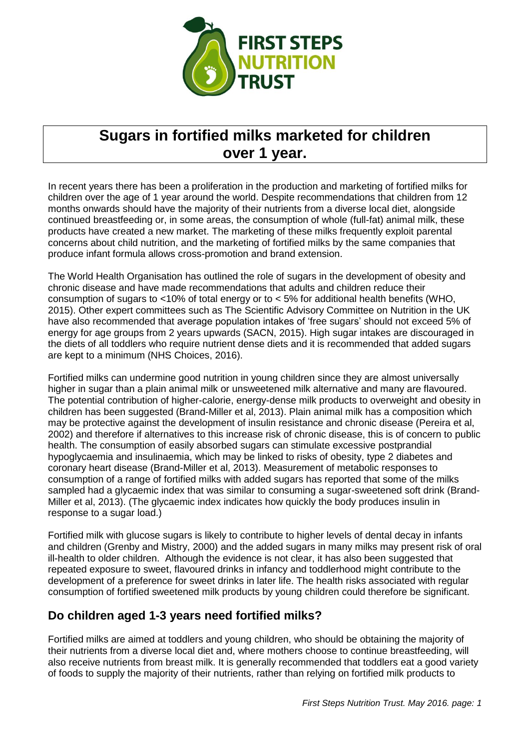FIRST STEPS NUTRITION TRUST

# Sugars in fortified milks marketed for children over 1 year.

In recent years there has been a proliferation in the production and marketing of fortified milks for children over the age of 1 year around the world. Despite recommendations that children from 12 months onwards should have the majority of their nutrients from a diverse local diet, alongside continued breastfeeding or, in some areas, the consumption of whole (full-fat) animal milk, these products have created a new market. The marketing of these milks frequently exploit parental concerns about child nutrition, and the marketing of fortified milks by the same companies that produce infant formula allows cross-promotion and brand extension.

The World Health Organisation has outlined the role of sugars in the development of obesity and chronic disease and have made recommendations that adults and children reduce their consumption of sugars to <10% of total energy or to < 5% for additional health benefits (WHO, 2015). Other expert committees such as The Scientific Advisory Committee on Nutrition in the UK have also recommended that average population intakes of 'free sugars' should not exceed 5% of energy for age groups from 2 years upwards (SACN, 2015). High sugar intakes are discouraged in the diets of all toddlers who require nutrient dense diets and it is recommended that added sugars are kept to a minimum (NHS Choices, 2016).

Fortified milks can undermine good nutrition in young children since they are almost universally higher in sugar than a plain animal milk or unsweetened milk alternative and many are flavoured. The potential contribution of higher-calorie, energy-dense milk products to overweight and obesity in children has been suggested (Brand-Miller et al, 2013). Plain animal milk has a composition which may be protective against the development of insulin resistance and chronic disease (Pereira et al, 2002) and therefore if alternatives to this increase risk of chronic disease, this is of concern to public health. The consumption of easily absorbed sugars can stimulate excessive postprandial hypoglycaemia and insulinaemia, which may be linked to risks of obesity, type 2 diabetes and coronary heart disease (Brand-Miller et al, 2013). Measurement of metabolic responses to consumption of a range of fortified milks with added sugars has reported that some of the milks sampled had a glycaemic index that was similar to consuming a sugar-sweetened soft drink (Brand-Miller et al, 2013). (The glycaemic index indicates how quickly the body produces insulin in response to a sugar load.)

Fortified milk with glucose sugars is likely to contribute to higher levels of dental decay in infants and children (Grenby and Mistry, 2000) and the added sugars in many milks may present risk of oral ill-health to older children. Although the evidence is not clear, it has also been suggested that repeated exposure to sweet, flavoured drinks in infancy and toddlerhood might contribute to the development of a preference for sweet drinks in later life. The health risks associated with regular consumption of fortified sweetened milk products by young children could therefore be significant.

## Do children aged 1-3 years need fortified milks?

Fortified milks are aimed at toddlers and young children, who should be obtaining the majority of their nutrients from a diverse local diet and, where mothers choose to continue breastfeeding, will also receive nutrients from breast milk. It is generally recommended that toddlers eat a good variety of foods to supply the majority of their nutrients, rather than relying on fortified milk products to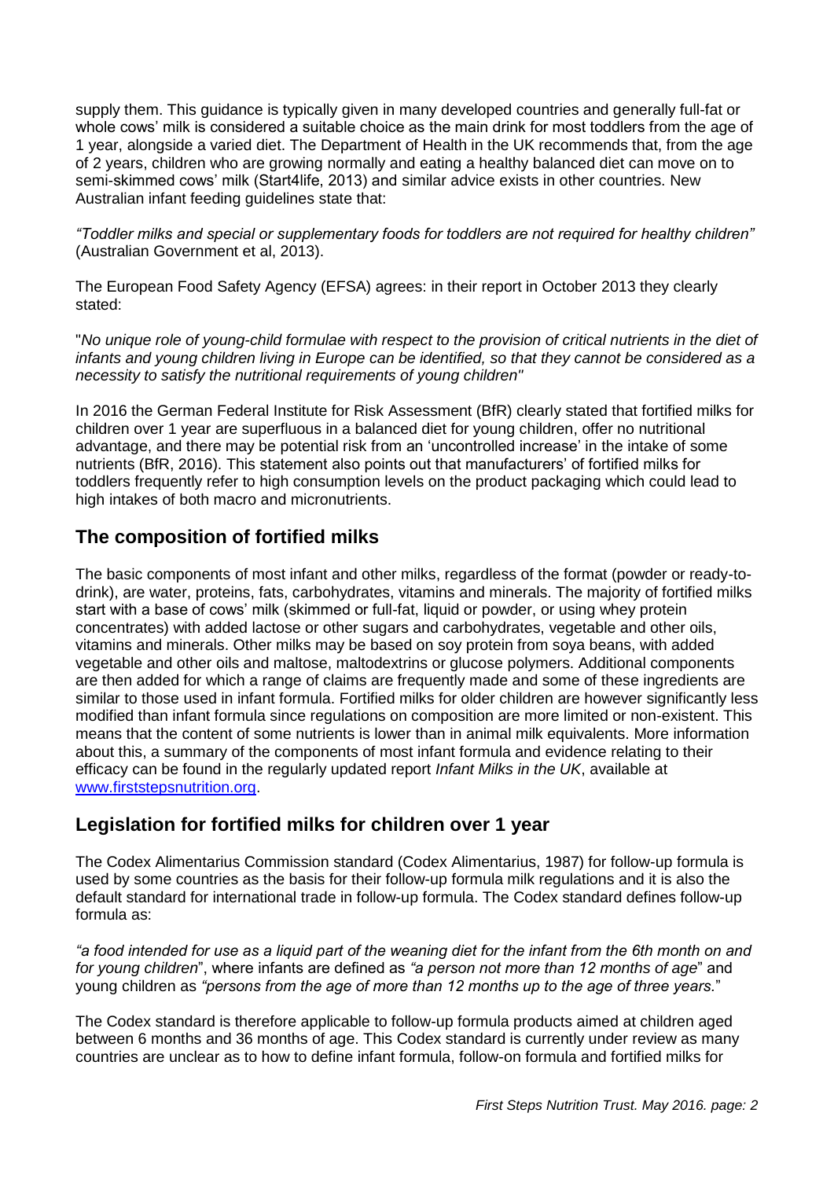supply them. This guidance is typically given in many developed countries and generally full-fat or whole cows' milk is considered a suitable choice as the main drink for most toddlers from the age of 1 year, alongside a varied diet. The Department of Health in the UK recommends that, from the age of 2 years, children who are growing normally and eating a healthy balanced diet can move on to semi-skimmed cows' milk (Start4life, 2013) and similar advice exists in other countries. New Australian infant feeding guidelines state that:

*"Toddler milks and special or supplementary foods for toddlers are not required for healthy children"* (Australian Government et al, 2013).

The European Food Safety Agency (EFSA) agrees: in their report in October 2013 they clearly stated:

"*No unique role of young-child formulae with respect to the provision of critical nutrients in the diet of infants and young children living in Europe can be identified, so that they cannot be considered as a necessity to satisfy the nutritional requirements of young children"*

In 2016 the German Federal Institute for Risk Assessment (BfR) clearly stated that fortified milks for children over 1 year are superfluous in a balanced diet for young children, offer no nutritional advantage, and there may be potential risk from an 'uncontrolled increase' in the intake of some nutrients (BfR, 2016). This statement also points out that manufacturers' of fortified milks for toddlers frequently refer to high consumption levels on the product packaging which could lead to high intakes of both macro and micronutrients.

## The composition of fortified milks

The basic components of most infant and other milks, regardless of the format (powder or ready-to-drink), are water, proteins, fats, carbohydrates, vitamins and minerals. The majority of fortified milks start with a base of cows' milk (skimmed or full-fat, liquid or powder, or using whey protein concentrates) with added lactose or other sugars and carbohydrates, vegetable and other oils, vitamins and minerals. Other milks may be based on soy protein from soya beans, with added vegetable and other oils and maltose, maltodextrins or glucose polymers. Additional components are then added for which a range of claims are frequently made and some of these ingredients are similar to those used in infant formula. Fortified milks for older children are however significantly less modified than infant formula since regulations on composition are more limited or non-existent. This means that the content of some nutrients is lower than in animal milk equivalents. More information about this, a summary of the components of most infant formula and evidence relating to their efficacy can be found in the regularly updated report *Infant Milks in the UK*, available at [www.firststepsnutrition.org](www.firststepsnutrition.org).

## Legislation for fortified milks for children over 1 year

The Codex Alimentarius Commission standard (Codex Alimentarius, 1987) for follow-up formula is used by some countries as the basis for their follow-up formula milk regulations and it is also the default standard for international trade in follow-up formula. The Codex standard defines follow-up formula as:

*"a food intended for use as a liquid part of the weaning diet for the infant from the 6th month on and for young children*", where infants are defined as *"a person not more than 12 months of age*" and young children as *"persons from the age of more than 12 months up to the age of three years.*"

The Codex standard is therefore applicable to follow-up formula products aimed at children aged between 6 months and 36 months of age. This Codex standard is currently under review as many countries are unclear as to how to define infant formula, follow-on formula and fortified milks for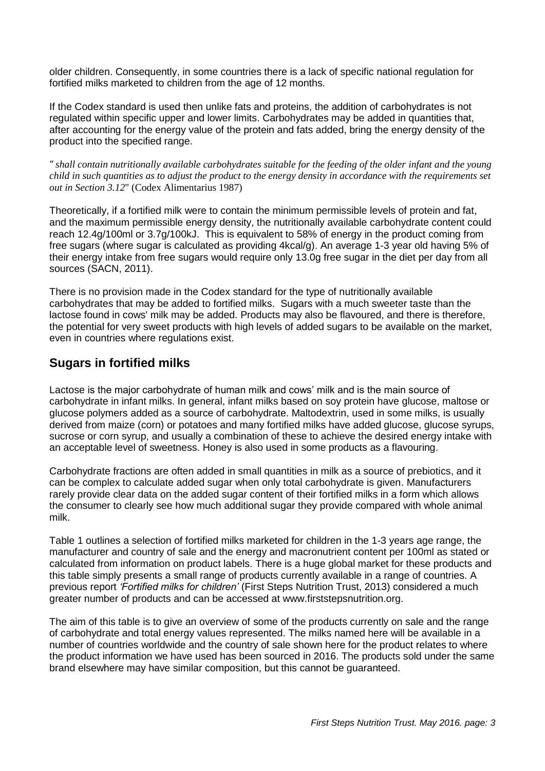older children. Consequently, in some countries there is a lack of specific national regulation for fortified milks marketed to children from the age of 12 months.

If the Codex standard is used then unlike fats and proteins, the addition of carbohydrates is not regulated within specific upper and lower limits. Carbohydrates may be added in quantities that, after accounting for the energy value of the protein and fats added, bring the energy density of the product into the specified range.

*" shall contain nutritionally available carbohydrates suitable for the feeding of the older infant and the young child in such quantities as to adjust the product to the energy density in accordance with the requirements set out in Section 3.12*" (Codex Alimentarius 1987)

Theoretically, if a fortified milk were to contain the minimum permissible levels of protein and fat, and the maximum permissible energy density, the nutritionally available carbohydrate content could reach 12.4g/100ml or 3.7g/100kJ. This is equivalent to 58% of energy in the product coming from free sugars (where sugar is calculated as providing 4kcal/g). An average 1-3 year old having 5% of their energy intake from free sugars would require only 13.0g free sugar in the diet per day from all sources (SACN, 2011).

There is no provision made in the Codex standard for the type of nutritionally available carbohydrates that may be added to fortified milks. Sugars with a much sweeter taste than the lactose found in cows' milk may be added. Products may also be flavoured, and there is therefore, the potential for very sweet products with high levels of added sugars to be available on the market, even in countries where regulations exist.

## Sugars in fortified milks

Lactose is the major carbohydrate of human milk and cows' milk and is the main source of carbohydrate in infant milks. In general, infant milks based on soy protein have glucose, maltose or glucose polymers added as a source of carbohydrate. Maltodextrin, used in some milks, is usually derived from maize (corn) or potatoes and many fortified milks have added glucose, glucose syrups, sucrose or corn syrup, and usually a combination of these to achieve the desired energy intake with an acceptable level of sweetness. Honey is also used in some products as a flavouring.

Carbohydrate fractions are often added in small quantities in milk as a source of prebiotics, and it can be complex to calculate added sugar when only total carbohydrate is given. Manufacturers rarely provide clear data on the added sugar content of their fortified milks in a form which allows the consumer to clearly see how much additional sugar they provide compared with whole animal milk.

Table 1 outlines a selection of fortified milks marketed for children in the 1-3 years age range, the manufacturer and country of sale and the energy and macronutrient content per 100ml as stated or calculated from information on product labels. There is a huge global market for these products and this table simply presents a small range of products currently available in a range of countries. A previous report *'Fortified milks for children'* (First Steps Nutrition Trust, 2013) considered a much greater number of products and can be accessed at www.firststepsnutrition.org.

The aim of this table is to give an overview of some of the products currently on sale and the range of carbohydrate and total energy values represented. The milks named here will be available in a number of countries worldwide and the country of sale shown here for the product relates to where the product information we have used has been sourced in 2016. The products sold under the same brand elsewhere may have similar composition, but this cannot be guaranteed.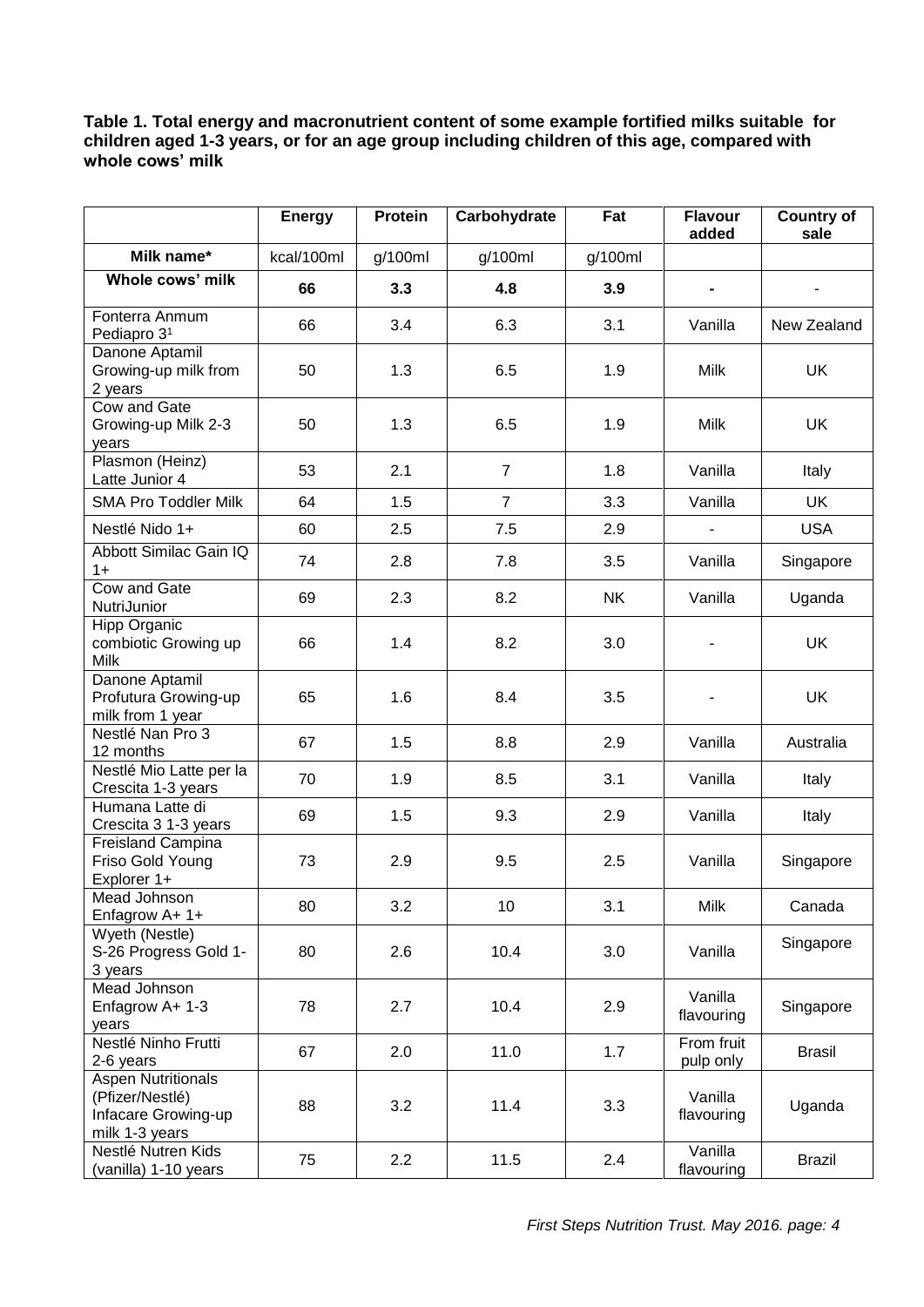**Table 1. Total energy and macronutrient content of some example fortified milks suitable for children aged 1-3 years, or for an age group including children of this age, compared with whole cows' milk**

| | Energy | Protein | Carbohydrate | Fat | Flavour added | Country of sale |
|---|---|---|---|---|---|---|
| **Milk name*** | kcal/100ml | g/100ml | g/100ml | g/100ml | | |
| **Whole cows' milk** | **66** | **3.3** | **4.8** | **3.9** | **-** | - |
| Fonterra Anmum Pediapro 3[1] | 66 | 3.4 | 6.3 | 3.1 | Vanilla | New Zealand |
| Danone Aptamil Growing-up milk from 2 years | 50 | 1.3 | 6.5 | 1.9 | Milk | UK |
| Cow and Gate Growing-up Milk 2-3 years | 50 | 1.3 | 6.5 | 1.9 | Milk | UK |
| Plasmon (Heinz) Latte Junior 4 | 53 | 2.1 | 7 | 1.8 | Vanilla | Italy |
| SMA Pro Toddler Milk | 64 | 1.5 | 7 | 3.3 | Vanilla | UK |
| Nestlé Nido 1+ | 60 | 2.5 | 7.5 | 2.9 | - | USA |
| Abbott Similac Gain IQ 1+ | 74 | 2.8 | 7.8 | 3.5 | Vanilla | Singapore |
| Cow and Gate NutriJunior | 69 | 2.3 | 8.2 | NK | Vanilla | Uganda |
| Hipp Organic combiotic Growing up Milk | 66 | 1.4 | 8.2 | 3.0 | - | UK |
| Danone Aptamil Profutura Growing-up milk from 1 year | 65 | 1.6 | 8.4 | 3.5 | - | UK |
| Nestlé Nan Pro 3 12 months | 67 | 1.5 | 8.8 | 2.9 | Vanilla | Australia |
| Nestlé Mio Latte per la Crescita 1-3 years | 70 | 1.9 | 8.5 | 3.1 | Vanilla | Italy |
| Humana Latte di Crescita 3 1-3 years | 69 | 1.5 | 9.3 | 2.9 | Vanilla | Italy |
| Freisland Campina Friso Gold Young Explorer 1+ | 73 | 2.9 | 9.5 | 2.5 | Vanilla | Singapore |
| Mead Johnson Enfagrow A+ 1+ | 80 | 3.2 | 10 | 3.1 | Milk | Canada |
| Wyeth (Nestle) S-26 Progress Gold 1-3 years | 80 | 2.6 | 10.4 | 3.0 | Vanilla | Singapore |
| Mead Johnson Enfagrow A+ 1-3 years | 78 | 2.7 | 10.4 | 2.9 | Vanilla flavouring | Singapore |
| Nestlé Ninho Frutti 2-6 years | 67 | 2.0 | 11.0 | 1.7 | From fruit pulp only | Brasil |
| Aspen Nutritionals (Pfizer/Nestlé) Infacare Growing-up milk 1-3 years | 88 | 3.2 | 11.4 | 3.3 | Vanilla flavouring | Uganda |
| Nestlé Nutren Kids (vanilla) 1-10 years | 75 | 2.2 | 11.5 | 2.4 | Vanilla flavouring | Brazil |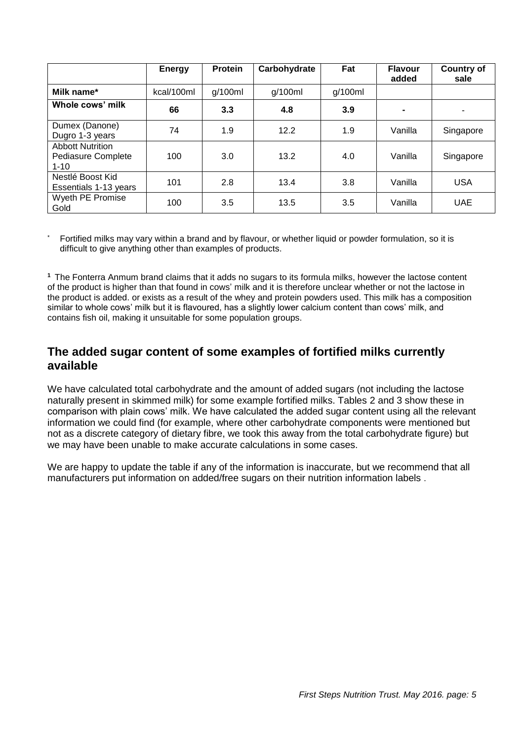| | **Energy** | **Protein** | **Carbohydrate** | **Fat** | **Flavour added** | **Country of sale** |
|---|---|---|---|---|---|---|
| **Milk name*** | kcal/100ml | g/100ml | g/100ml | g/100ml | | |
| **Whole cows' milk** | **66** | **3.3** | **4.8** | **3.9** | **-** | - |
| Dumex (Danone) Dugro 1-3 years | 74 | 1.9 | 12.2 | 1.9 | Vanilla | Singapore |
| Abbott Nutrition Pediasure Complete 1-10 | 100 | 3.0 | 13.2 | 4.0 | Vanilla | Singapore |
| Nestlé Boost Kid Essentials 1-13 years | 101 | 2.8 | 13.4 | 3.8 | Vanilla | USA |
| Wyeth PE Promise Gold | 100 | 3.5 | 13.5 | 3.5 | Vanilla | UAE |

\* Fortified milks may vary within a brand and by flavour, or whether liquid or powder formulation, so it is difficult to give anything other than examples of products.

[1] The Fonterra Anmum brand claims that it adds no sugars to its formula milks, however the lactose content of the product is higher than that found in cows' milk and it is therefore unclear whether or not the lactose in the product is added. or exists as a result of the whey and protein powders used. This milk has a composition similar to whole cows' milk but it is flavoured, has a slightly lower calcium content than cows' milk, and contains fish oil, making it unsuitable for some population groups.

## The added sugar content of some examples of fortified milks currently available

We have calculated total carbohydrate and the amount of added sugars (not including the lactose naturally present in skimmed milk) for some example fortified milks. Tables 2 and 3 show these in comparison with plain cows' milk. We have calculated the added sugar content using all the relevant information we could find (for example, where other carbohydrate components were mentioned but not as a discrete category of dietary fibre, we took this away from the total carbohydrate figure) but we may have been unable to make accurate calculations in some cases.

We are happy to update the table if any of the information is inaccurate, but we recommend that all manufacturers put information on added/free sugars on their nutrition information labels .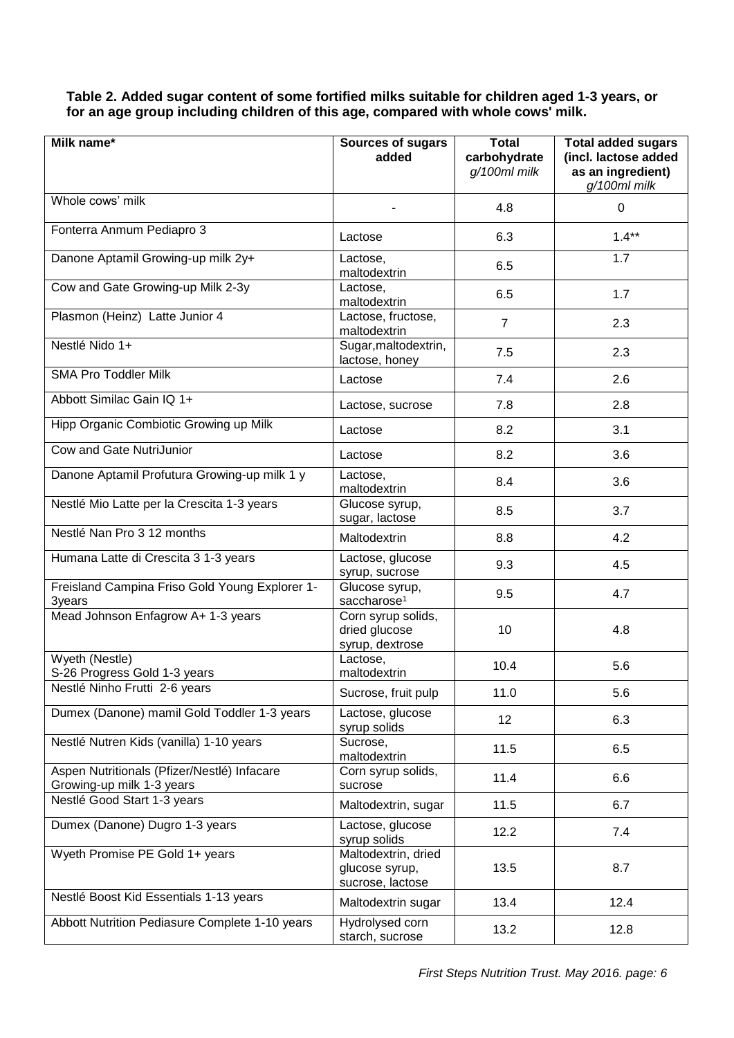**Table 2. Added sugar content of some fortified milks suitable for children aged 1-3 years, or for an age group including children of this age, compared with whole cows' milk.**

| Milk name* | Sources of sugars added | Total carbohydrate *g/100ml milk* | Total added sugars (incl. lactose added as an ingredient) *g/100ml milk* |
|---|---|---|---|
| Whole cows' milk | - | 4.8 | 0 |
| Fonterra Anmum Pediapro 3 | Lactose | 6.3 | 1.4** |
| Danone Aptamil Growing-up milk 2y+ | Lactose, maltodextrin | 6.5 | 1.7 |
| Cow and Gate Growing-up Milk 2-3y | Lactose, maltodextrin | 6.5 | 1.7 |
| Plasmon (Heinz) Latte Junior 4 | Lactose, fructose, maltodextrin | 7 | 2.3 |
| Nestlé Nido 1+ | Sugar,maltodextrin, lactose, honey | 7.5 | 2.3 |
| SMA Pro Toddler Milk | Lactose | 7.4 | 2.6 |
| Abbott Similac Gain IQ 1+ | Lactose, sucrose | 7.8 | 2.8 |
| Hipp Organic Combiotic Growing up Milk | Lactose | 8.2 | 3.1 |
| Cow and Gate NutriJunior | Lactose | 8.2 | 3.6 |
| Danone Aptamil Profutura Growing-up milk 1 y | Lactose, maltodextrin | 8.4 | 3.6 |
| Nestlé Mio Latte per la Crescita 1-3 years | Glucose syrup, sugar, lactose | 8.5 | 3.7 |
| Nestlé Nan Pro 3 12 months | Maltodextrin | 8.8 | 4.2 |
| Humana Latte di Crescita 3 1-3 years | Lactose, glucose syrup, sucrose | 9.3 | 4.5 |
| Freisland Campina Friso Gold Young Explorer 1-3years | Glucose syrup, saccharose[1] | 9.5 | 4.7 |
| Mead Johnson Enfagrow A+ 1-3 years | Corn syrup solids, dried glucose syrup, dextrose | 10 | 4.8 |
| Wyeth (Nestle) S-26 Progress Gold 1-3 years | Lactose, maltodextrin | 10.4 | 5.6 |
| Nestlé Ninho Frutti 2-6 years | Sucrose, fruit pulp | 11.0 | 5.6 |
| Dumex (Danone) mamil Gold Toddler 1-3 years | Lactose, glucose syrup solids | 12 | 6.3 |
| Nestlé Nutren Kids (vanilla) 1-10 years | Sucrose, maltodextrin | 11.5 | 6.5 |
| Aspen Nutritionals (Pfizer/Nestlé) Infacare Growing-up milk 1-3 years | Corn syrup solids, sucrose | 11.4 | 6.6 |
| Nestlé Good Start 1-3 years | Maltodextrin, sugar | 11.5 | 6.7 |
| Dumex (Danone) Dugro 1-3 years | Lactose, glucose syrup solids | 12.2 | 7.4 |
| Wyeth Promise PE Gold 1+ years | Maltodextrin, dried glucose syrup, sucrose, lactose | 13.5 | 8.7 |
| Nestlé Boost Kid Essentials 1-13 years | Maltodextrin sugar | 13.4 | 12.4 |
| Abbott Nutrition Pediasure Complete 1-10 years | Hydrolysed corn starch, sucrose | 13.2 | 12.8 |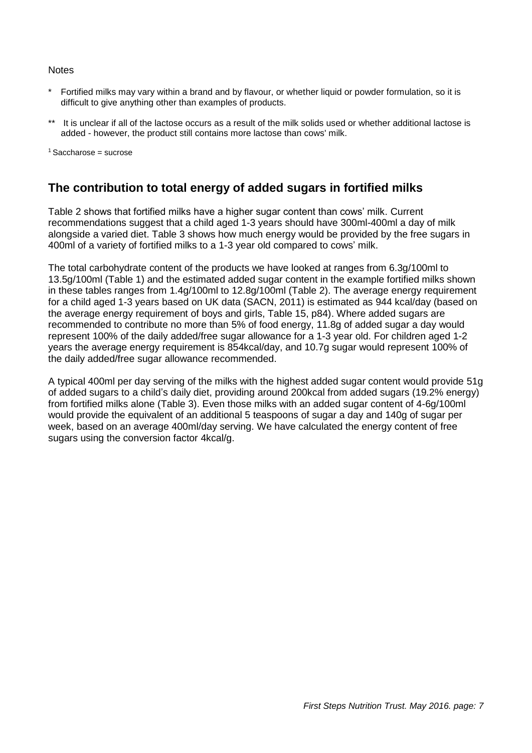Notes

- \* Fortified milks may vary within a brand and by flavour, or whether liquid or powder formulation, so it is difficult to give anything other than examples of products.
- \*\* It is unclear if all of the lactose occurs as a result of the milk solids used or whether additional lactose is added - however, the product still contains more lactose than cows' milk.

[1] Saccharose = sucrose

## The contribution to total energy of added sugars in fortified milks

Table 2 shows that fortified milks have a higher sugar content than cows' milk. Current recommendations suggest that a child aged 1-3 years should have 300ml-400ml a day of milk alongside a varied diet. Table 3 shows how much energy would be provided by the free sugars in 400ml of a variety of fortified milks to a 1-3 year old compared to cows' milk.

The total carbohydrate content of the products we have looked at ranges from 6.3g/100ml to 13.5g/100ml (Table 1) and the estimated added sugar content in the example fortified milks shown in these tables ranges from 1.4g/100ml to 12.8g/100ml (Table 2). The average energy requirement for a child aged 1-3 years based on UK data (SACN, 2011) is estimated as 944 kcal/day (based on the average energy requirement of boys and girls, Table 15, p84). Where added sugars are recommended to contribute no more than 5% of food energy, 11.8g of added sugar a day would represent 100% of the daily added/free sugar allowance for a 1-3 year old. For children aged 1-2 years the average energy requirement is 854kcal/day, and 10.7g sugar would represent 100% of the daily added/free sugar allowance recommended.

A typical 400ml per day serving of the milks with the highest added sugar content would provide 51g of added sugars to a child's daily diet, providing around 200kcal from added sugars (19.2% energy) from fortified milks alone (Table 3). Even those milks with an added sugar content of 4-6g/100ml would provide the equivalent of an additional 5 teaspoons of sugar a day and 140g of sugar per week, based on an average 400ml/day serving. We have calculated the energy content of free sugars using the conversion factor 4kcal/g.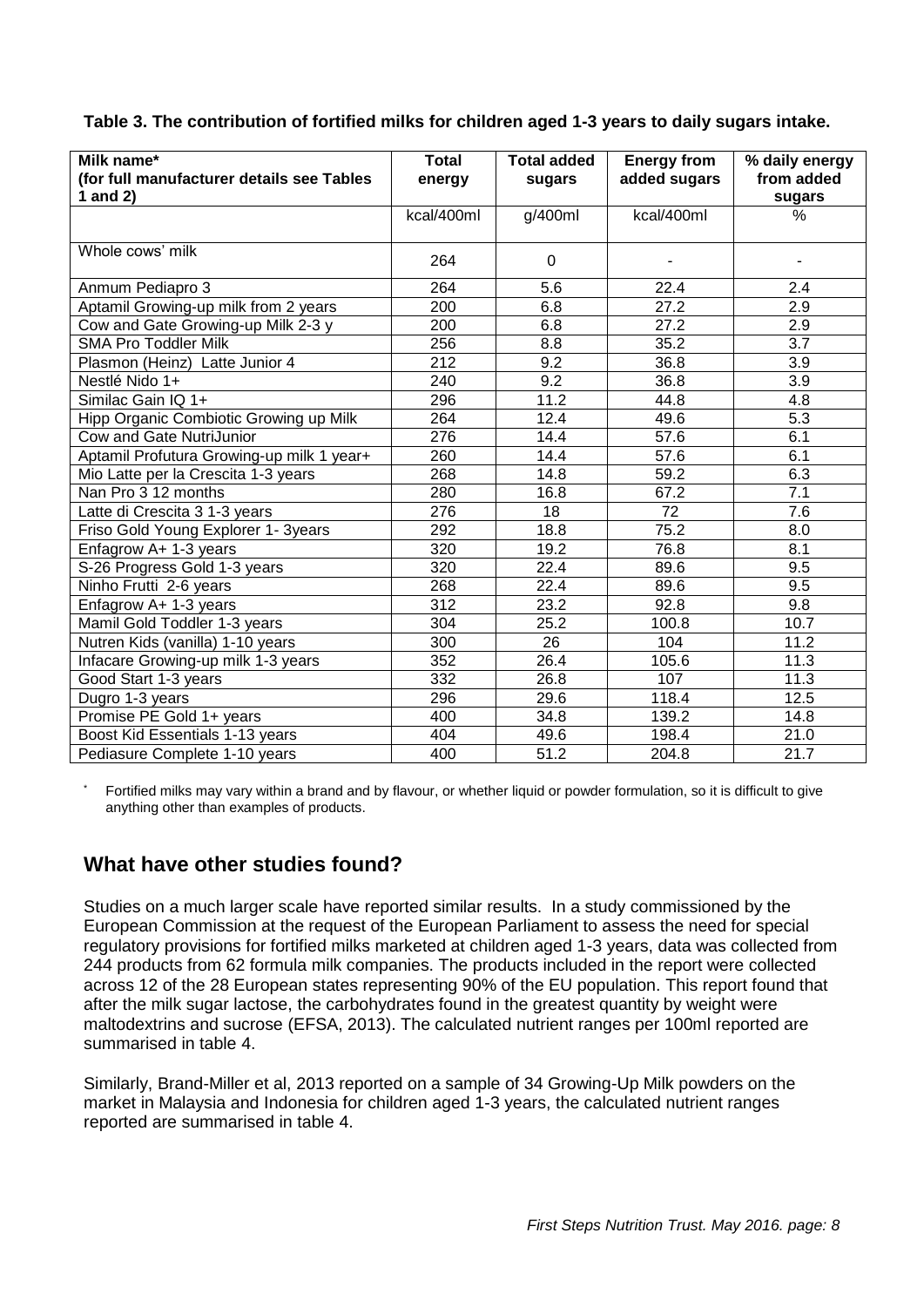**Table 3. The contribution of fortified milks for children aged 1-3 years to daily sugars intake.**

| Milk name* (for full manufacturer details see Tables 1 and 2) | Total energy | Total added sugars | Energy from added sugars | % daily energy from added sugars |
|---|---|---|---|---|
| | kcal/400ml | g/400ml | kcal/400ml | % |
| Whole cows' milk | 264 | 0 | - | - |
| Anmum Pediapro 3 | 264 | 5.6 | 22.4 | 2.4 |
| Aptamil Growing-up milk from 2 years | 200 | 6.8 | 27.2 | 2.9 |
| Cow and Gate Growing-up Milk 2-3 y | 200 | 6.8 | 27.2 | 2.9 |
| SMA Pro Toddler Milk | 256 | 8.8 | 35.2 | 3.7 |
| Plasmon (Heinz) Latte Junior 4 | 212 | 9.2 | 36.8 | 3.9 |
| Nestlé Nido 1+ | 240 | 9.2 | 36.8 | 3.9 |
| Similac Gain IQ 1+ | 296 | 11.2 | 44.8 | 4.8 |
| Hipp Organic Combiotic Growing up Milk | 264 | 12.4 | 49.6 | 5.3 |
| Cow and Gate NutriJunior | 276 | 14.4 | 57.6 | 6.1 |
| Aptamil Profutura Growing-up milk 1 year+ | 260 | 14.4 | 57.6 | 6.1 |
| Mio Latte per la Crescita 1-3 years | 268 | 14.8 | 59.2 | 6.3 |
| Nan Pro 3 12 months | 280 | 16.8 | 67.2 | 7.1 |
| Latte di Crescita 3 1-3 years | 276 | 18 | 72 | 7.6 |
| Friso Gold Young Explorer 1- 3years | 292 | 18.8 | 75.2 | 8.0 |
| Enfagrow A+ 1-3 years | 320 | 19.2 | 76.8 | 8.1 |
| S-26 Progress Gold 1-3 years | 320 | 22.4 | 89.6 | 9.5 |
| Ninho Frutti 2-6 years | 268 | 22.4 | 89.6 | 9.5 |
| Enfagrow A+ 1-3 years | 312 | 23.2 | 92.8 | 9.8 |
| Mamil Gold Toddler 1-3 years | 304 | 25.2 | 100.8 | 10.7 |
| Nutren Kids (vanilla) 1-10 years | 300 | 26 | 104 | 11.2 |
| Infacare Growing-up milk 1-3 years | 352 | 26.4 | 105.6 | 11.3 |
| Good Start 1-3 years | 332 | 26.8 | 107 | 11.3 |
| Dugro 1-3 years | 296 | 29.6 | 118.4 | 12.5 |
| Promise PE Gold 1+ years | 400 | 34.8 | 139.2 | 14.8 |
| Boost Kid Essentials 1-13 years | 404 | 49.6 | 198.4 | 21.0 |
| Pediasure Complete 1-10 years | 400 | 51.2 | 204.8 | 21.7 |

* Fortified milks may vary within a brand and by flavour, or whether liquid or powder formulation, so it is difficult to give anything other than examples of products.

## What have other studies found?

Studies on a much larger scale have reported similar results. In a study commissioned by the European Commission at the request of the European Parliament to assess the need for special regulatory provisions for fortified milks marketed at children aged 1-3 years, data was collected from 244 products from 62 formula milk companies. The products included in the report were collected across 12 of the 28 European states representing 90% of the EU population. This report found that after the milk sugar lactose, the carbohydrates found in the greatest quantity by weight were maltodextrins and sucrose (EFSA, 2013). The calculated nutrient ranges per 100ml reported are summarised in table 4.

Similarly, Brand-Miller et al, 2013 reported on a sample of 34 Growing-Up Milk powders on the market in Malaysia and Indonesia for children aged 1-3 years, the calculated nutrient ranges reported are summarised in table 4.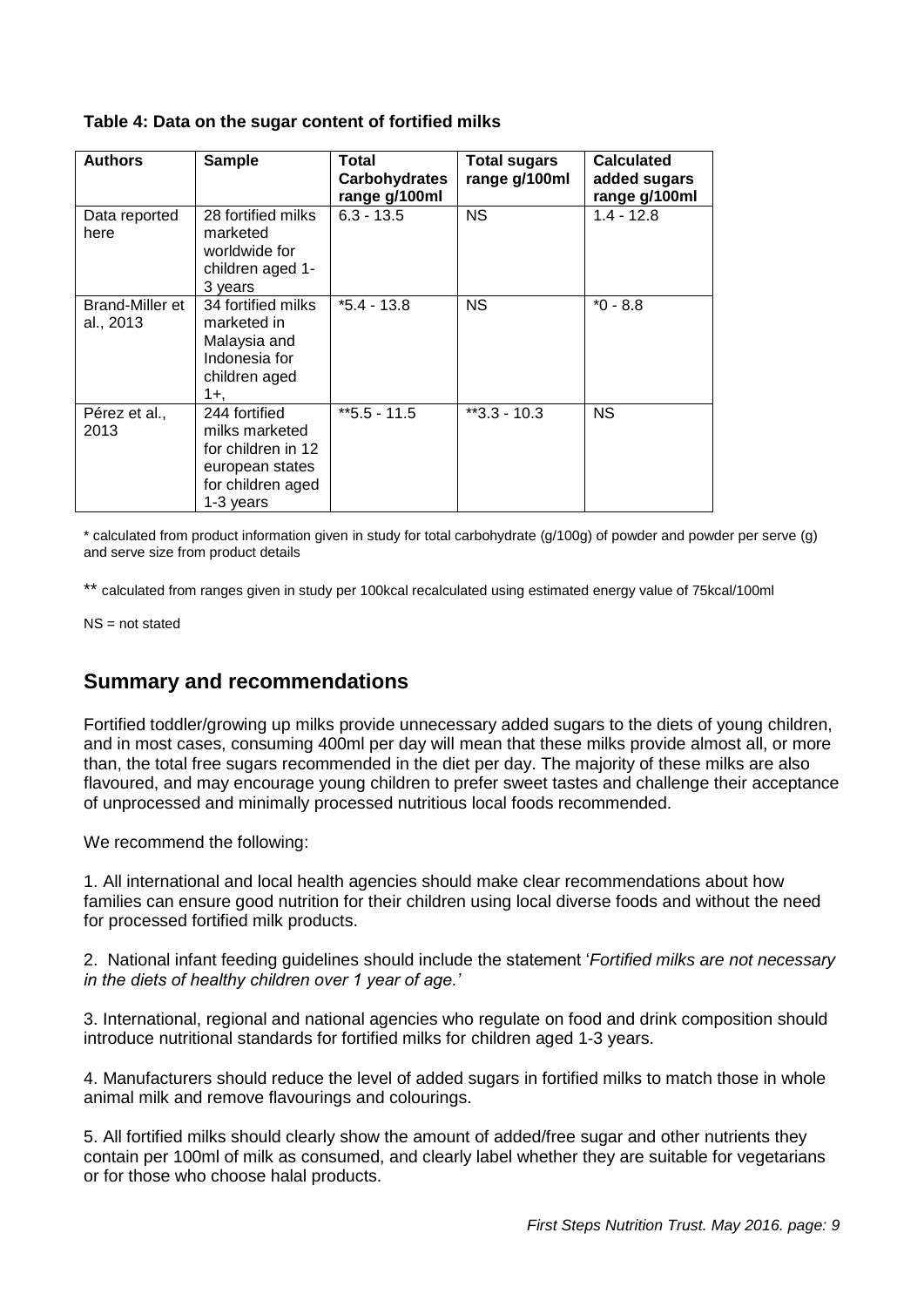**Table 4: Data on the sugar content of fortified milks**

| Authors | Sample | Total Carbohydrates range g/100ml | Total sugars range g/100ml | Calculated added sugars range g/100ml |
|---|---|---|---|---|
| Data reported here | 28 fortified milks marketed worldwide for children aged 1-3 years | 6.3 - 13.5 | NS | 1.4 - 12.8 |
| Brand-Miller et al., 2013 | 34 fortified milks marketed in Malaysia and Indonesia for children aged 1+, | *5.4 - 13.8 | NS | *0 - 8.8 |
| Pérez et al., 2013 | 244 fortified milks marketed for children in 12 european states for children aged 1-3 years | **5.5 - 11.5 | **3.3 - 10.3 | NS |

* calculated from product information given in study for total carbohydrate (g/100g) of powder and powder per serve (g) and serve size from product details

** calculated from ranges given in study per 100kcal recalculated using estimated energy value of 75kcal/100ml

NS = not stated

## Summary and recommendations

Fortified toddler/growing up milks provide unnecessary added sugars to the diets of young children, and in most cases, consuming 400ml per day will mean that these milks provide almost all, or more than, the total free sugars recommended in the diet per day. The majority of these milks are also flavoured, and may encourage young children to prefer sweet tastes and challenge their acceptance of unprocessed and minimally processed nutritious local foods recommended.

We recommend the following:

1. All international and local health agencies should make clear recommendations about how families can ensure good nutrition for their children using local diverse foods and without the need for processed fortified milk products.

2. National infant feeding guidelines should include the statement '*Fortified milks are not necessary in the diets of healthy children over 1 year of age.'*

3. International, regional and national agencies who regulate on food and drink composition should introduce nutritional standards for fortified milks for children aged 1-3 years.

4. Manufacturers should reduce the level of added sugars in fortified milks to match those in whole animal milk and remove flavourings and colourings.

5. All fortified milks should clearly show the amount of added/free sugar and other nutrients they contain per 100ml of milk as consumed, and clearly label whether they are suitable for vegetarians or for those who choose halal products.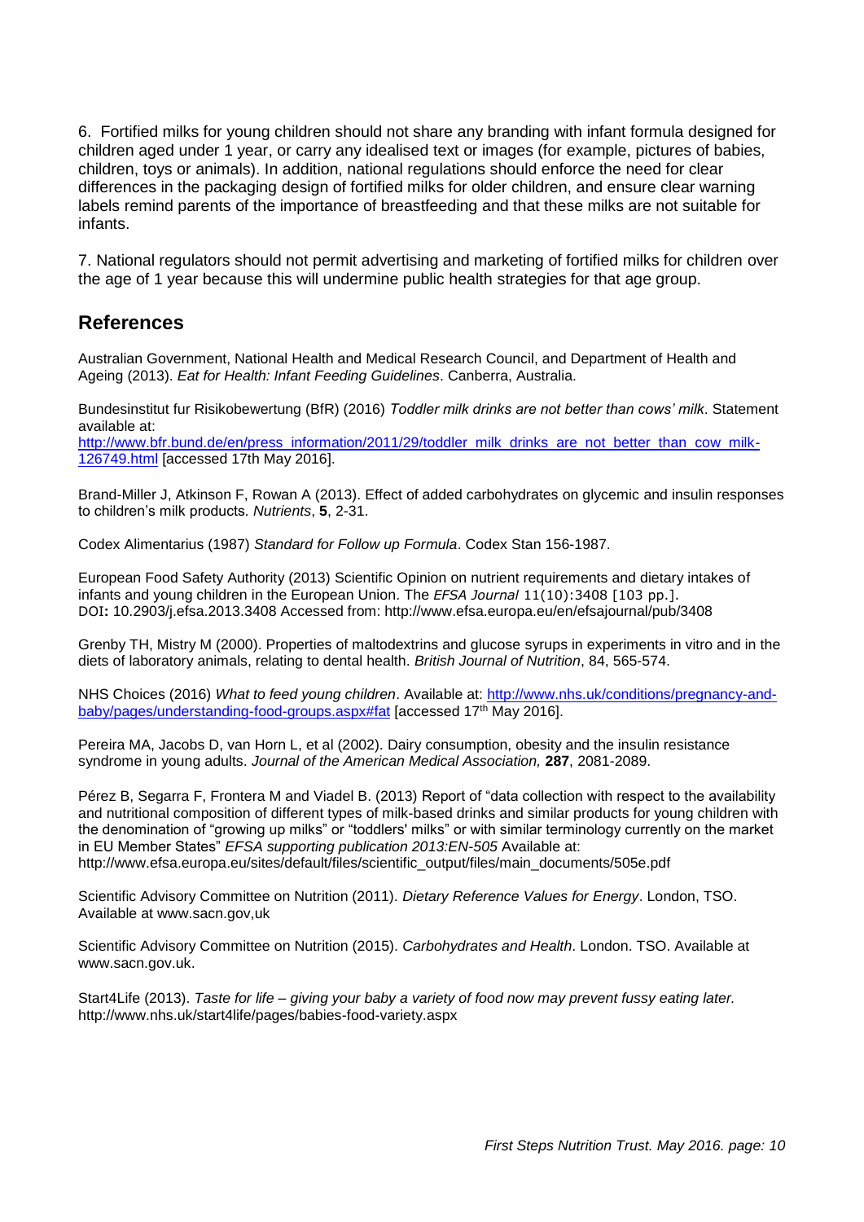6. Fortified milks for young children should not share any branding with infant formula designed for children aged under 1 year, or carry any idealised text or images (for example, pictures of babies, children, toys or animals). In addition, national regulations should enforce the need for clear differences in the packaging design of fortified milks for older children, and ensure clear warning labels remind parents of the importance of breastfeeding and that these milks are not suitable for infants.

7. National regulators should not permit advertising and marketing of fortified milks for children over the age of 1 year because this will undermine public health strategies for that age group.

## References

Australian Government, National Health and Medical Research Council, and Department of Health and Ageing (2013). *Eat for Health: Infant Feeding Guidelines*. Canberra, Australia.

Bundesinstitut fur Risikobewertung (BfR) (2016) *Toddler milk drinks are not better than cows' milk*. Statement available at: http://www.bfr.bund.de/en/press_information/2011/29/toddler_milk_drinks_are_not_better_than_cow_milk-126749.html [accessed 17th May 2016].

Brand-Miller J, Atkinson F, Rowan A (2013). Effect of added carbohydrates on glycemic and insulin responses to children's milk products. *Nutrients*, **5**, 2-31.

Codex Alimentarius (1987) *Standard for Follow up Formula*. Codex Stan 156-1987.

European Food Safety Authority (2013) Scientific Opinion on nutrient requirements and dietary intakes of infants and young children in the European Union. The *EFSA Journal* 11(10):3408 [103 pp.]. DOI**:** 10.2903/j.efsa.2013.3408 Accessed from: http://www.efsa.europa.eu/en/efsajournal/pub/3408

Grenby TH, Mistry M (2000). Properties of maltodextrins and glucose syrups in experiments in vitro and in the diets of laboratory animals, relating to dental health. *British Journal of Nutrition*, 84, 565-574.

NHS Choices (2016) *What to feed young children*. Available at: http://www.nhs.uk/conditions/pregnancy-and-baby/pages/understanding-food-groups.aspx#fat [accessed 17th May 2016].

Pereira MA, Jacobs D, van Horn L, et al (2002). Dairy consumption, obesity and the insulin resistance syndrome in young adults. *Journal of the American Medical Association,* **287**, 2081-2089.

Pérez B, Segarra F, Frontera M and Viadel B. (2013) Report of "data collection with respect to the availability and nutritional composition of different types of milk-based drinks and similar products for young children with the denomination of "growing up milks" or "toddlers' milks" or with similar terminology currently on the market in EU Member States" *EFSA supporting publication 2013:EN-505* Available at: http://www.efsa.europa.eu/sites/default/files/scientific_output/files/main_documents/505e.pdf

Scientific Advisory Committee on Nutrition (2011). *Dietary Reference Values for Energy*. London, TSO. Available at www.sacn.gov,uk

Scientific Advisory Committee on Nutrition (2015). *Carbohydrates and Health*. London. TSO. Available at www.sacn.gov.uk.

Start4Life (2013). *Taste for life – giving your baby a variety of food now may prevent fussy eating later.* http://www.nhs.uk/start4life/pages/babies-food-variety.aspx